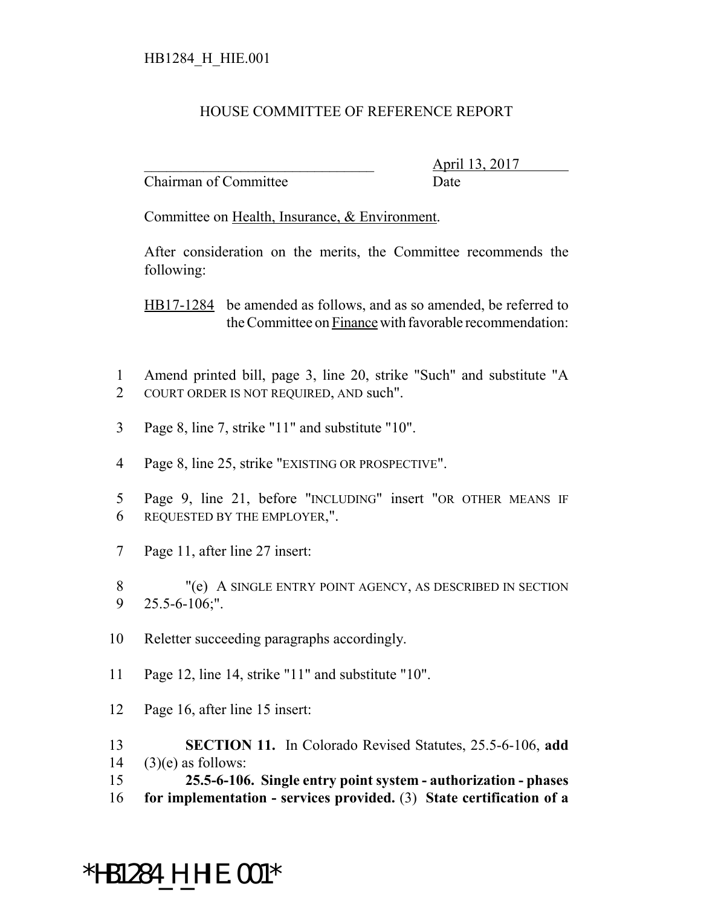HB1284_H_HIE.001

HOUSE COMMITTEE OF REFERENCE REPORT

_______________________________ April 13, 2017
Chairman of Committee Date

Committee on Health, Insurance, & Environment.

After consideration on the merits, the Committee recommends the following:

HB17-1284 be amended as follows, and as so amended, be referred to the Committee on Finance with favorable recommendation:

1 Amend printed bill, page 3, line 20, strike "Such" and substitute "A
2 COURT ORDER IS NOT REQUIRED, AND such".

3 Page 8, line 7, strike "11" and substitute "10".

4 Page 8, line 25, strike "EXISTING OR PROSPECTIVE".

5 Page 9, line 21, before "INCLUDING" insert "OR OTHER MEANS IF
6 REQUESTED BY THE EMPLOYER,".

7 Page 11, after line 27 insert:

8 "(e) A SINGLE ENTRY POINT AGENCY, AS DESCRIBED IN SECTION
9 25.5-6-106;".

10 Reletter succeeding paragraphs accordingly.

11 Page 12, line 14, strike "11" and substitute "10".

12 Page 16, after line 15 insert:

13 **SECTION 11.** In Colorado Revised Statutes, 25.5-6-106, **add**
14 (3)(e) as follows:
15 **25.5-6-106. Single entry point system - authorization - phases**
16 **for implementation - services provided.** (3) **State certification of a**

*HB1284_H_HIE.001*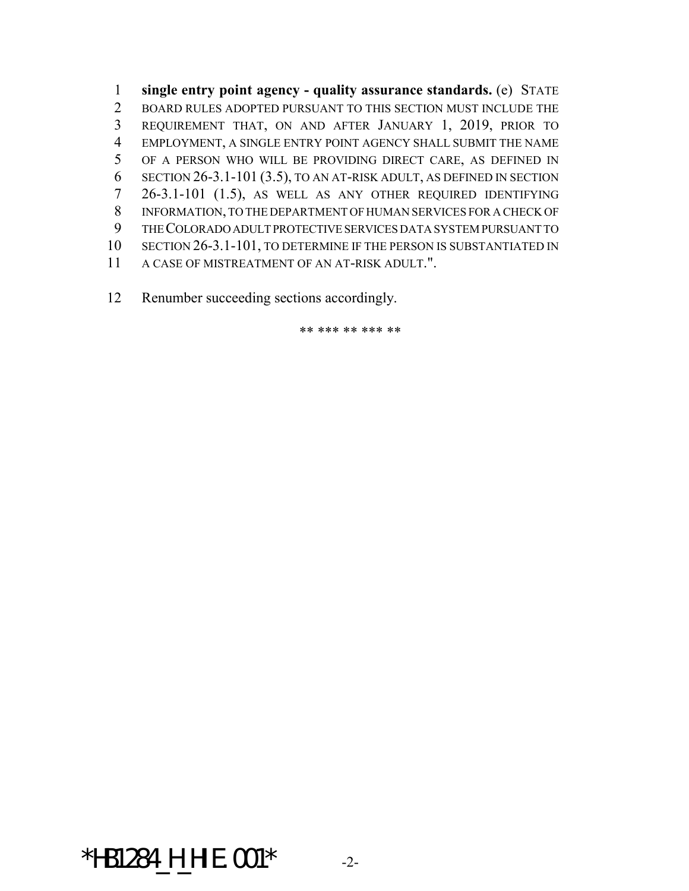**single entry point agency - quality assurance standards.** (e) STATE BOARD RULES ADOPTED PURSUANT TO THIS SECTION MUST INCLUDE THE REQUIREMENT THAT, ON AND AFTER JANUARY 1, 2019, PRIOR TO EMPLOYMENT, A SINGLE ENTRY POINT AGENCY SHALL SUBMIT THE NAME OF A PERSON WHO WILL BE PROVIDING DIRECT CARE, AS DEFINED IN SECTION 26-3.1-101 (3.5), TO AN AT-RISK ADULT, AS DEFINED IN SECTION 26-3.1-101 (1.5), AS WELL AS ANY OTHER REQUIRED IDENTIFYING INFORMATION, TO THE DEPARTMENT OF HUMAN SERVICES FOR A CHECK OF THE COLORADO ADULT PROTECTIVE SERVICES DATA SYSTEM PURSUANT TO SECTION 26-3.1-101, TO DETERMINE IF THE PERSON IS SUBSTANTIATED IN A CASE OF MISTREATMENT OF AN AT-RISK ADULT.".

Renumber succeeding sections accordingly.

** *** ** *** **

*HB1284_H_HIE.001*